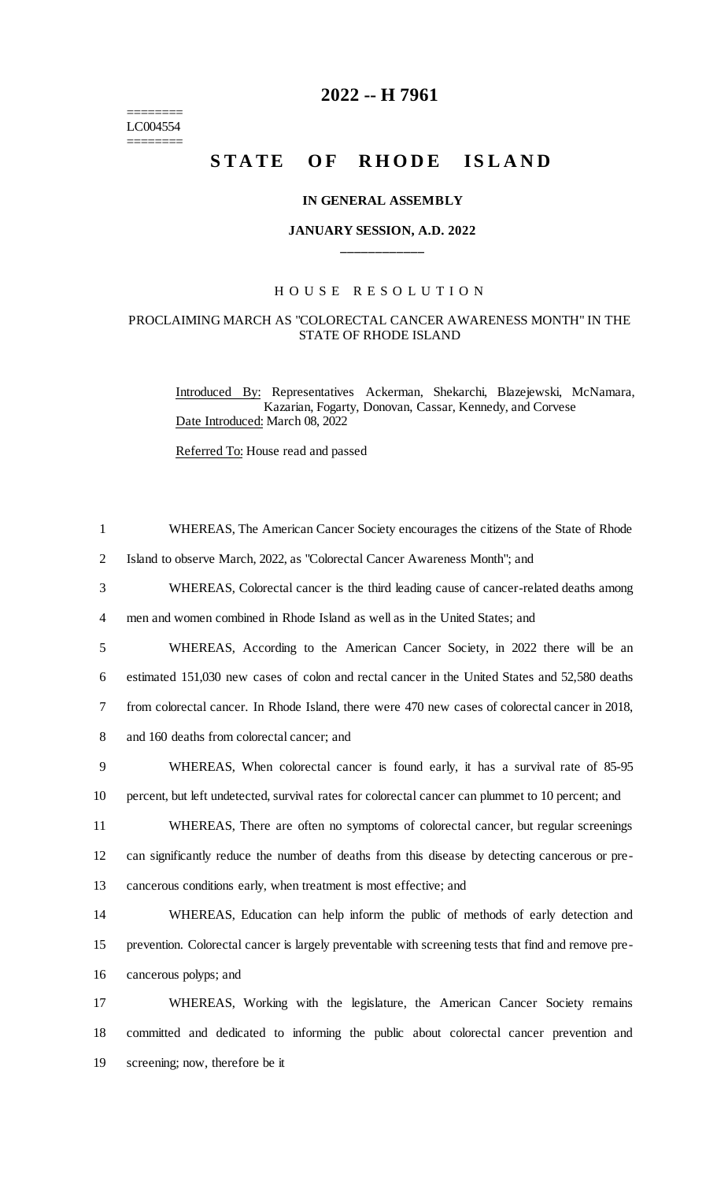========
LC004554
========

# 2022 -- H 7961

# STATE OF RHODE ISLAND

### IN GENERAL ASSEMBLY

### JANUARY SESSION, A.D. 2022

### HOUSE RESOLUTION

#### PROCLAIMING MARCH AS "COLORECTAL CANCER AWARENESS MONTH" IN THE STATE OF RHODE ISLAND

Introduced By: Representatives Ackerman, Shekarchi, Blazejewski, McNamara, Kazarian, Fogarty, Donovan, Cassar, Kennedy, and Corvese

Date Introduced: March 08, 2022

Referred To: House read and passed

1 WHEREAS, The American Cancer Society encourages the citizens of the State of Rhode
2 Island to observe March, 2022, as "Colorectal Cancer Awareness Month"; and
3 WHEREAS, Colorectal cancer is the third leading cause of cancer-related deaths among
4 men and women combined in Rhode Island as well as in the United States; and
5 WHEREAS, According to the American Cancer Society, in 2022 there will be an
6 estimated 151,030 new cases of colon and rectal cancer in the United States and 52,580 deaths
7 from colorectal cancer. In Rhode Island, there were 470 new cases of colorectal cancer in 2018,
8 and 160 deaths from colorectal cancer; and
9 WHEREAS, When colorectal cancer is found early, it has a survival rate of 85-95
10 percent, but left undetected, survival rates for colorectal cancer can plummet to 10 percent; and
11 WHEREAS, There are often no symptoms of colorectal cancer, but regular screenings
12 can significantly reduce the number of deaths from this disease by detecting cancerous or pre-
13 cancerous conditions early, when treatment is most effective; and
14 WHEREAS, Education can help inform the public of methods of early detection and
15 prevention. Colorectal cancer is largely preventable with screening tests that find and remove pre-
16 cancerous polyps; and
17 WHEREAS, Working with the legislature, the American Cancer Society remains
18 committed and dedicated to informing the public about colorectal cancer prevention and
19 screening; now, therefore be it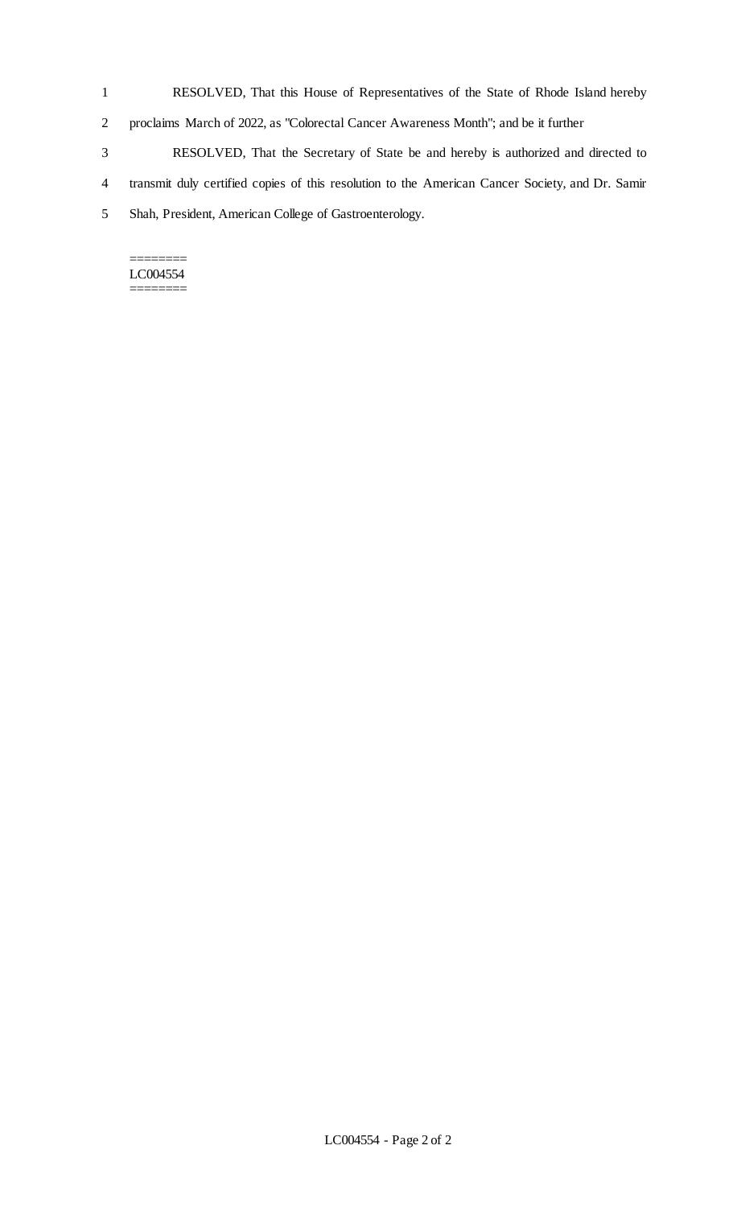RESOLVED, That this House of Representatives of the State of Rhode Island hereby proclaims March of 2022, as "Colorectal Cancer Awareness Month"; and be it further

RESOLVED, That the Secretary of State be and hereby is authorized and directed to transmit duly certified copies of this resolution to the American Cancer Society, and Dr. Samir Shah, President, American College of Gastroenterology.

========
LC004554
========